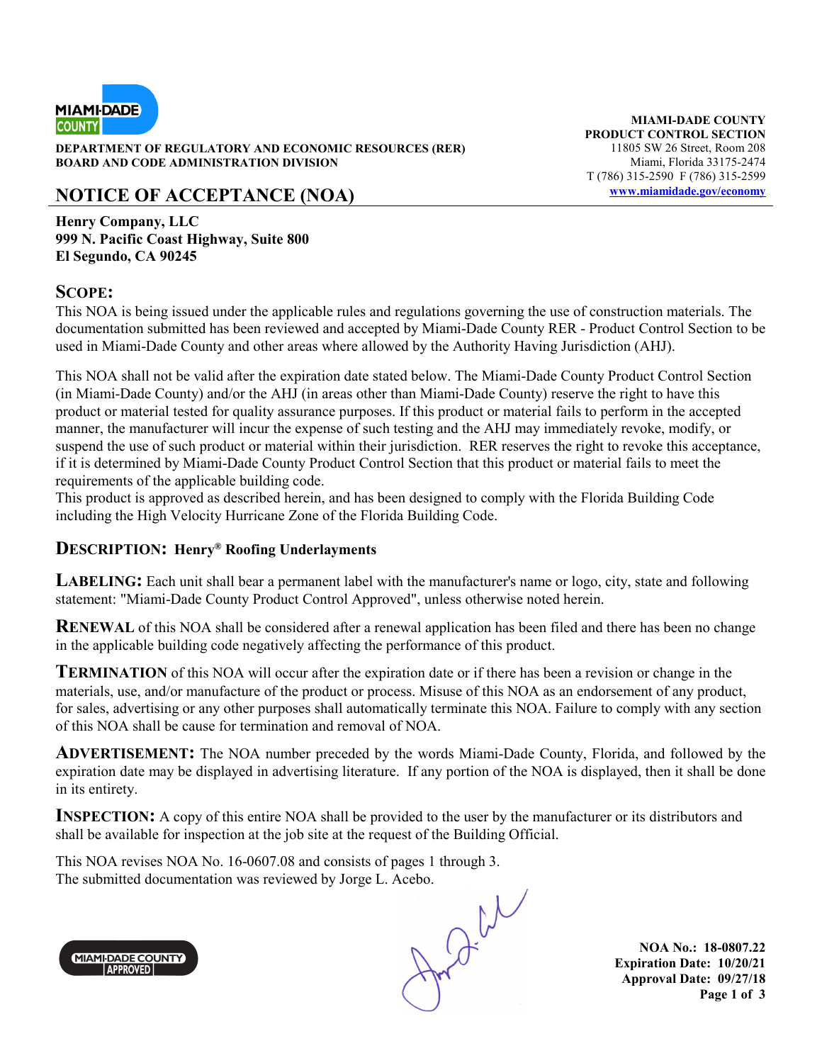**DEPARTMENT OF REGULATORY AND ECONOMIC RESOURCES (RER)**
**BOARD AND CODE ADMINISTRATION DIVISION**

**MIAMI-DADE COUNTY**
**PRODUCT CONTROL SECTION**
11805 SW 26 Street, Room 208
Miami, Florida 33175-2474
T (786) 315-2590 F (786) 315-2599
www.miamidade.gov/economy

# NOTICE OF ACCEPTANCE (NOA)

**Henry Company, LLC**
**999 N. Pacific Coast Highway, Suite 800**
**El Segundo, CA 90245**

## SCOPE:

This NOA is being issued under the applicable rules and regulations governing the use of construction materials. The documentation submitted has been reviewed and accepted by Miami-Dade County RER - Product Control Section to be used in Miami-Dade County and other areas where allowed by the Authority Having Jurisdiction (AHJ).

This NOA shall not be valid after the expiration date stated below. The Miami-Dade County Product Control Section (in Miami-Dade County) and/or the AHJ (in areas other than Miami-Dade County) reserve the right to have this product or material tested for quality assurance purposes. If this product or material fails to perform in the accepted manner, the manufacturer will incur the expense of such testing and the AHJ may immediately revoke, modify, or suspend the use of such product or material within their jurisdiction. RER reserves the right to revoke this acceptance, if it is determined by Miami-Dade County Product Control Section that this product or material fails to meet the requirements of the applicable building code.
This product is approved as described herein, and has been designed to comply with the Florida Building Code including the High Velocity Hurricane Zone of the Florida Building Code.

**DESCRIPTION: Henry® Roofing Underlayments**

**LABELING:** Each unit shall bear a permanent label with the manufacturer's name or logo, city, state and following statement: "Miami-Dade County Product Control Approved", unless otherwise noted herein.

**RENEWAL** of this NOA shall be considered after a renewal application has been filed and there has been no change in the applicable building code negatively affecting the performance of this product.

**TERMINATION** of this NOA will occur after the expiration date or if there has been a revision or change in the materials, use, and/or manufacture of the product or process. Misuse of this NOA as an endorsement of any product, for sales, advertising or any other purposes shall automatically terminate this NOA. Failure to comply with any section of this NOA shall be cause for termination and removal of NOA.

**ADVERTISEMENT:** The NOA number preceded by the words Miami-Dade County, Florida, and followed by the expiration date may be displayed in advertising literature. If any portion of the NOA is displayed, then it shall be done in its entirety.

**INSPECTION:** A copy of this entire NOA shall be provided to the user by the manufacturer or its distributors and shall be available for inspection at the job site at the request of the Building Official.

This NOA revises NOA No. 16-0607.08 and consists of pages 1 through 3.
The submitted documentation was reviewed by Jorge L. Acebo.

**NOA No.: 18-0807.22**
**Expiration Date: 10/20/21**
**Approval Date: 09/27/18**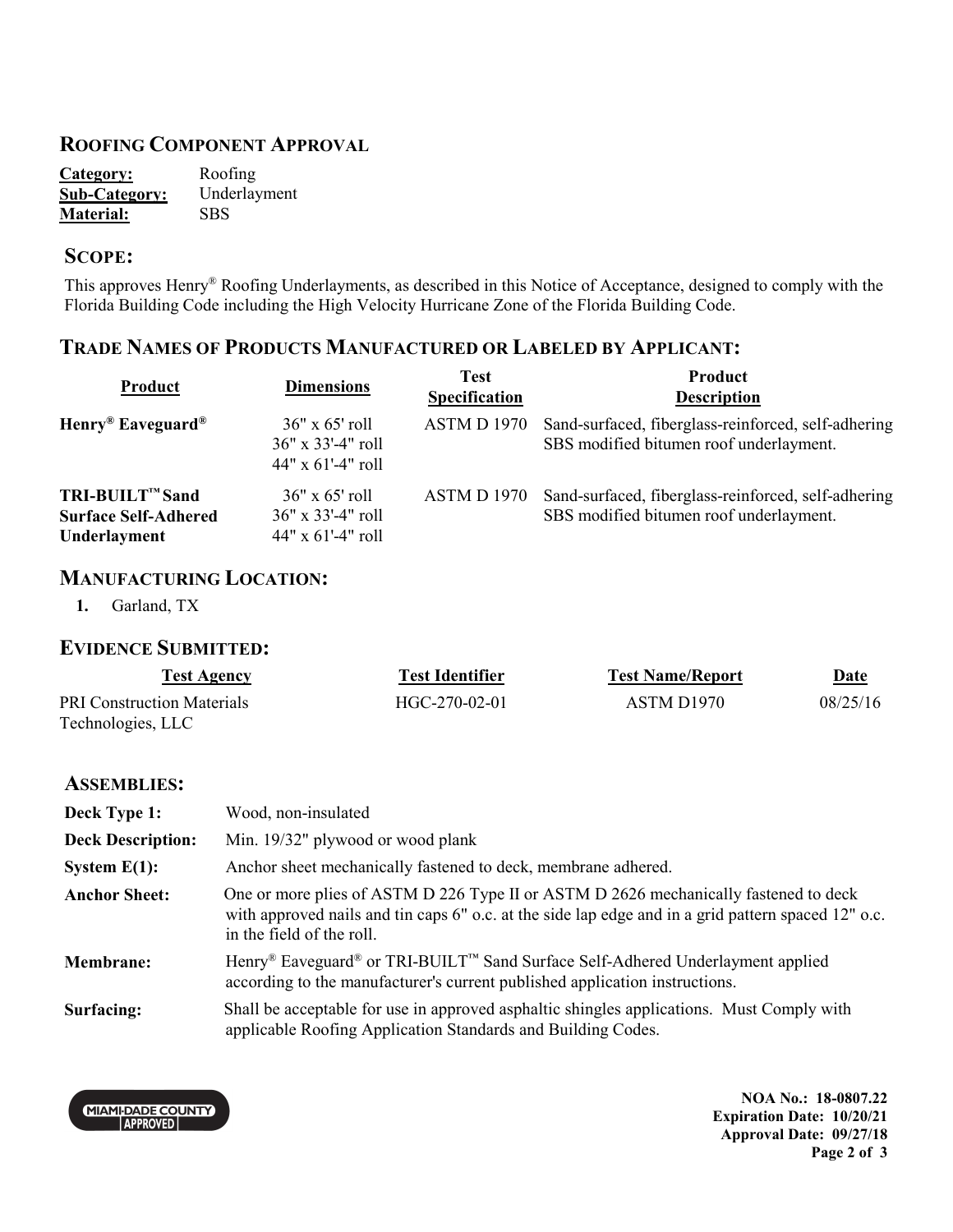## ROOFING COMPONENT APPROVAL

**Category:** Roofing
**Sub-Category:** Underlayment
**Material:** SBS

## SCOPE:

This approves Henry® Roofing Underlayments, as described in this Notice of Acceptance, designed to comply with the Florida Building Code including the High Velocity Hurricane Zone of the Florida Building Code.

## TRADE NAMES OF PRODUCTS MANUFACTURED OR LABELED BY APPLICANT:

| Product | Dimensions | Test Specification | Product Description |
|---|---|---|---|
| **Henry® Eaveguard®** | 36" x 65' roll<br>36" x 33'-4" roll<br>44" x 61'-4" roll | ASTM D 1970 | Sand-surfaced, fiberglass-reinforced, self-adhering SBS modified bitumen roof underlayment. |
| **TRI-BUILT™ Sand Surface Self-Adhered Underlayment** | 36" x 65' roll<br>36" x 33'-4" roll<br>44" x 61'-4" roll | ASTM D 1970 | Sand-surfaced, fiberglass-reinforced, self-adhering SBS modified bitumen roof underlayment. |

## MANUFACTURING LOCATION:

1. Garland, TX

## EVIDENCE SUBMITTED:

| Test Agency | Test Identifier | Test Name/Report | Date |
|---|---|---|---|
| PRI Construction Materials Technologies, LLC | HGC-270-02-01 | ASTM D1970 | 08/25/16 |

## ASSEMBLIES:

**Deck Type 1:** Wood, non-insulated

**Deck Description:** Min. 19/32" plywood or wood plank

**System E(1):** Anchor sheet mechanically fastened to deck, membrane adhered.

**Anchor Sheet:** One or more plies of ASTM D 226 Type II or ASTM D 2626 mechanically fastened to deck with approved nails and tin caps 6" o.c. at the side lap edge and in a grid pattern spaced 12" o.c. in the field of the roll.

**Membrane:** Henry® Eaveguard® or TRI-BUILT™ Sand Surface Self-Adhered Underlayment applied according to the manufacturer's current published application instructions.

**Surfacing:** Shall be acceptable for use in approved asphaltic shingles applications. Must Comply with applicable Roofing Application Standards and Building Codes.

NOA No.: 18-0807.22
Expiration Date: 10/20/21
Approval Date: 09/27/18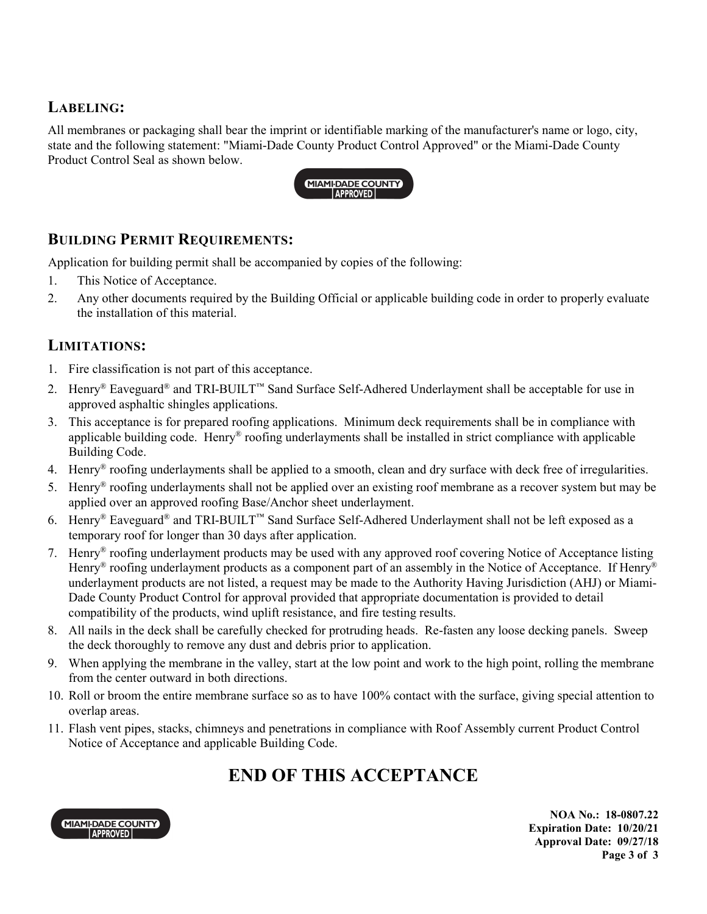## LABELING:

All membranes or packaging shall bear the imprint or identifiable marking of the manufacturer's name or logo, city, state and the following statement: "Miami-Dade County Product Control Approved" or the Miami-Dade County Product Control Seal as shown below.

## BUILDING PERMIT REQUIREMENTS:

Application for building permit shall be accompanied by copies of the following:

1. This Notice of Acceptance.
2. Any other documents required by the Building Official or applicable building code in order to properly evaluate the installation of this material.

## LIMITATIONS:

1. Fire classification is not part of this acceptance.
2. Henry® Eaveguard® and TRI-BUILT™ Sand Surface Self-Adhered Underlayment shall be acceptable for use in approved asphaltic shingles applications.
3. This acceptance is for prepared roofing applications. Minimum deck requirements shall be in compliance with applicable building code. Henry® roofing underlayments shall be installed in strict compliance with applicable Building Code.
4. Henry® roofing underlayments shall be applied to a smooth, clean and dry surface with deck free of irregularities.
5. Henry® roofing underlayments shall not be applied over an existing roof membrane as a recover system but may be applied over an approved roofing Base/Anchor sheet underlayment.
6. Henry® Eaveguard® and TRI-BUILT™ Sand Surface Self-Adhered Underlayment shall not be left exposed as a temporary roof for longer than 30 days after application.
7. Henry® roofing underlayment products may be used with any approved roof covering Notice of Acceptance listing Henry® roofing underlayment products as a component part of an assembly in the Notice of Acceptance. If Henry® underlayment products are not listed, a request may be made to the Authority Having Jurisdiction (AHJ) or Miami-Dade County Product Control for approval provided that appropriate documentation is provided to detail compatibility of the products, wind uplift resistance, and fire testing results.
8. All nails in the deck shall be carefully checked for protruding heads. Re-fasten any loose decking panels. Sweep the deck thoroughly to remove any dust and debris prior to application.
9. When applying the membrane in the valley, start at the low point and work to the high point, rolling the membrane from the center outward in both directions.
10. Roll or broom the entire membrane surface so as to have 100% contact with the surface, giving special attention to overlap areas.
11. Flash vent pipes, stacks, chimneys and penetrations in compliance with Roof Assembly current Product Control Notice of Acceptance and applicable Building Code.

# END OF THIS ACCEPTANCE

**NOA No.: 18-0807.22**
**Expiration Date: 10/20/21**
**Approval Date: 09/27/18**